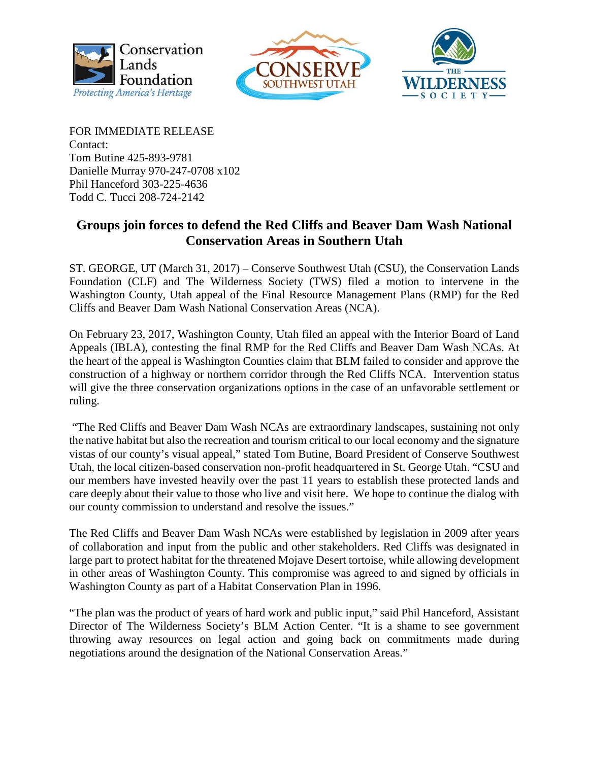FOR IMMEDIATE RELEASE
Contact:
Tom Butine 425-893-9781
Danielle Murray 970-247-0708 x102
Phil Hanceford 303-225-4636
Todd C. Tucci 208-724-2142

## Groups join forces to defend the Red Cliffs and Beaver Dam Wash National Conservation Areas in Southern Utah

ST. GEORGE, UT (March 31, 2017) – Conserve Southwest Utah (CSU), the Conservation Lands Foundation (CLF) and The Wilderness Society (TWS) filed a motion to intervene in the Washington County, Utah appeal of the Final Resource Management Plans (RMP) for the Red Cliffs and Beaver Dam Wash National Conservation Areas (NCA).

On February 23, 2017, Washington County, Utah filed an appeal with the Interior Board of Land Appeals (IBLA), contesting the final RMP for the Red Cliffs and Beaver Dam Wash NCAs. At the heart of the appeal is Washington Counties claim that BLM failed to consider and approve the construction of a highway or northern corridor through the Red Cliffs NCA. Intervention status will give the three conservation organizations options in the case of an unfavorable settlement or ruling.

"The Red Cliffs and Beaver Dam Wash NCAs are extraordinary landscapes, sustaining not only the native habitat but also the recreation and tourism critical to our local economy and the signature vistas of our county's visual appeal," stated Tom Butine, Board President of Conserve Southwest Utah, the local citizen-based conservation non-profit headquartered in St. George Utah. "CSU and our members have invested heavily over the past 11 years to establish these protected lands and care deeply about their value to those who live and visit here. We hope to continue the dialog with our county commission to understand and resolve the issues."

The Red Cliffs and Beaver Dam Wash NCAs were established by legislation in 2009 after years of collaboration and input from the public and other stakeholders. Red Cliffs was designated in large part to protect habitat for the threatened Mojave Desert tortoise, while allowing development in other areas of Washington County. This compromise was agreed to and signed by officials in Washington County as part of a Habitat Conservation Plan in 1996.

"The plan was the product of years of hard work and public input," said Phil Hanceford, Assistant Director of The Wilderness Society's BLM Action Center. "It is a shame to see government throwing away resources on legal action and going back on commitments made during negotiations around the designation of the National Conservation Areas."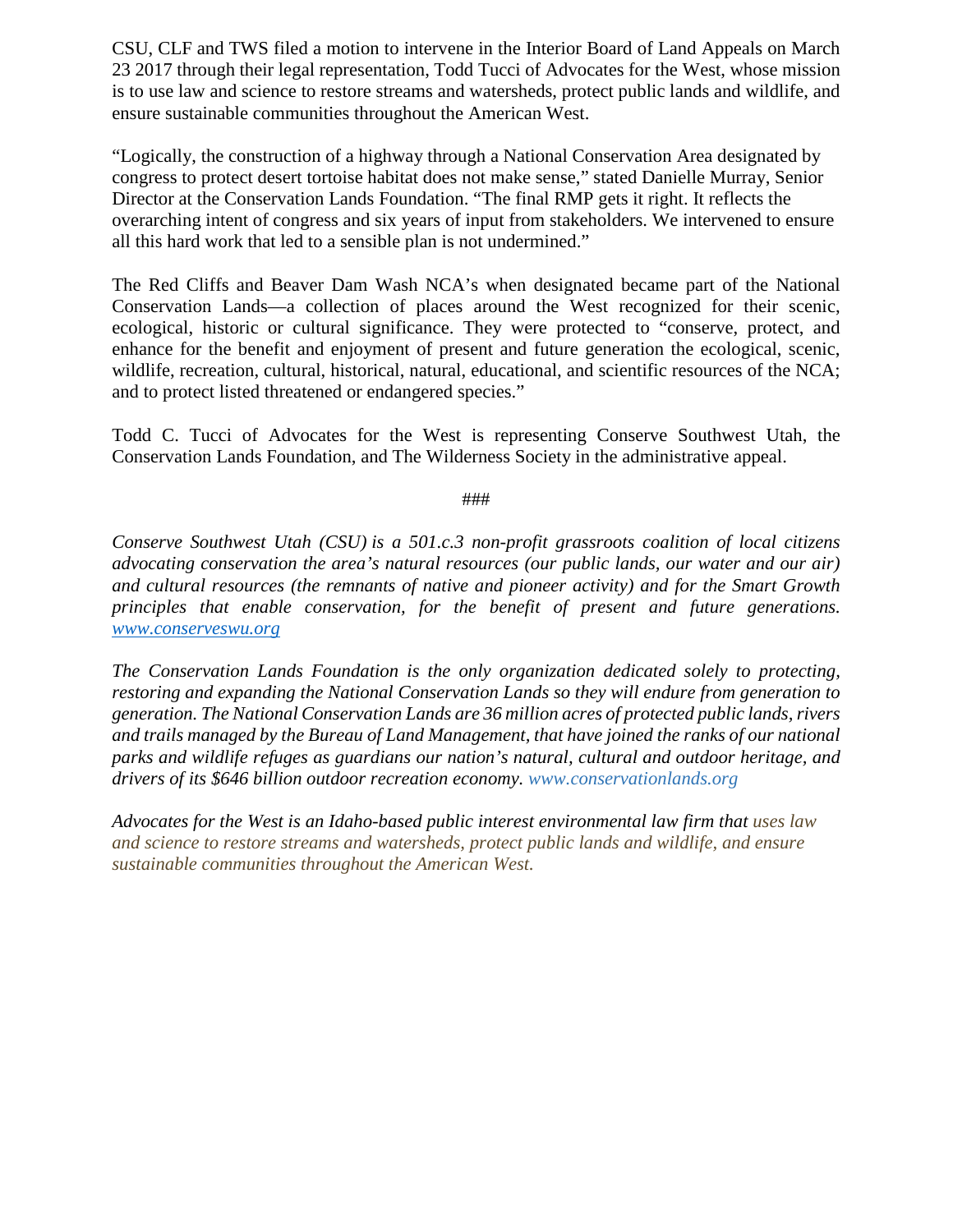CSU, CLF and TWS filed a motion to intervene in the Interior Board of Land Appeals on March 23 2017 through their legal representation, Todd Tucci of Advocates for the West, whose mission is to use law and science to restore streams and watersheds, protect public lands and wildlife, and ensure sustainable communities throughout the American West.

"Logically, the construction of a highway through a National Conservation Area designated by congress to protect desert tortoise habitat does not make sense," stated Danielle Murray, Senior Director at the Conservation Lands Foundation. "The final RMP gets it right. It reflects the overarching intent of congress and six years of input from stakeholders. We intervened to ensure all this hard work that led to a sensible plan is not undermined."

The Red Cliffs and Beaver Dam Wash NCA's when designated became part of the National Conservation Lands—a collection of places around the West recognized for their scenic, ecological, historic or cultural significance. They were protected to "conserve, protect, and enhance for the benefit and enjoyment of present and future generation the ecological, scenic, wildlife, recreation, cultural, historical, natural, educational, and scientific resources of the NCA; and to protect listed threatened or endangered species."

Todd C. Tucci of Advocates for the West is representing Conserve Southwest Utah, the Conservation Lands Foundation, and The Wilderness Society in the administrative appeal.

###

*Conserve Southwest Utah (CSU) is a 501.c.3 non-profit grassroots coalition of local citizens advocating conservation the area's natural resources (our public lands, our water and our air) and cultural resources (the remnants of native and pioneer activity) and for the Smart Growth principles that enable conservation, for the benefit of present and future generations. www.conserveswu.org*

*The Conservation Lands Foundation is the only organization dedicated solely to protecting, restoring and expanding the National Conservation Lands so they will endure from generation to generation. The National Conservation Lands are 36 million acres of protected public lands, rivers and trails managed by the Bureau of Land Management, that have joined the ranks of our national parks and wildlife refuges as guardians our nation's natural, cultural and outdoor heritage, and drivers of its $646 billion outdoor recreation economy. www.conservationlands.org*

*Advocates for the West is an Idaho-based public interest environmental law firm that uses law and science to restore streams and watersheds, protect public lands and wildlife, and ensure sustainable communities throughout the American West.*